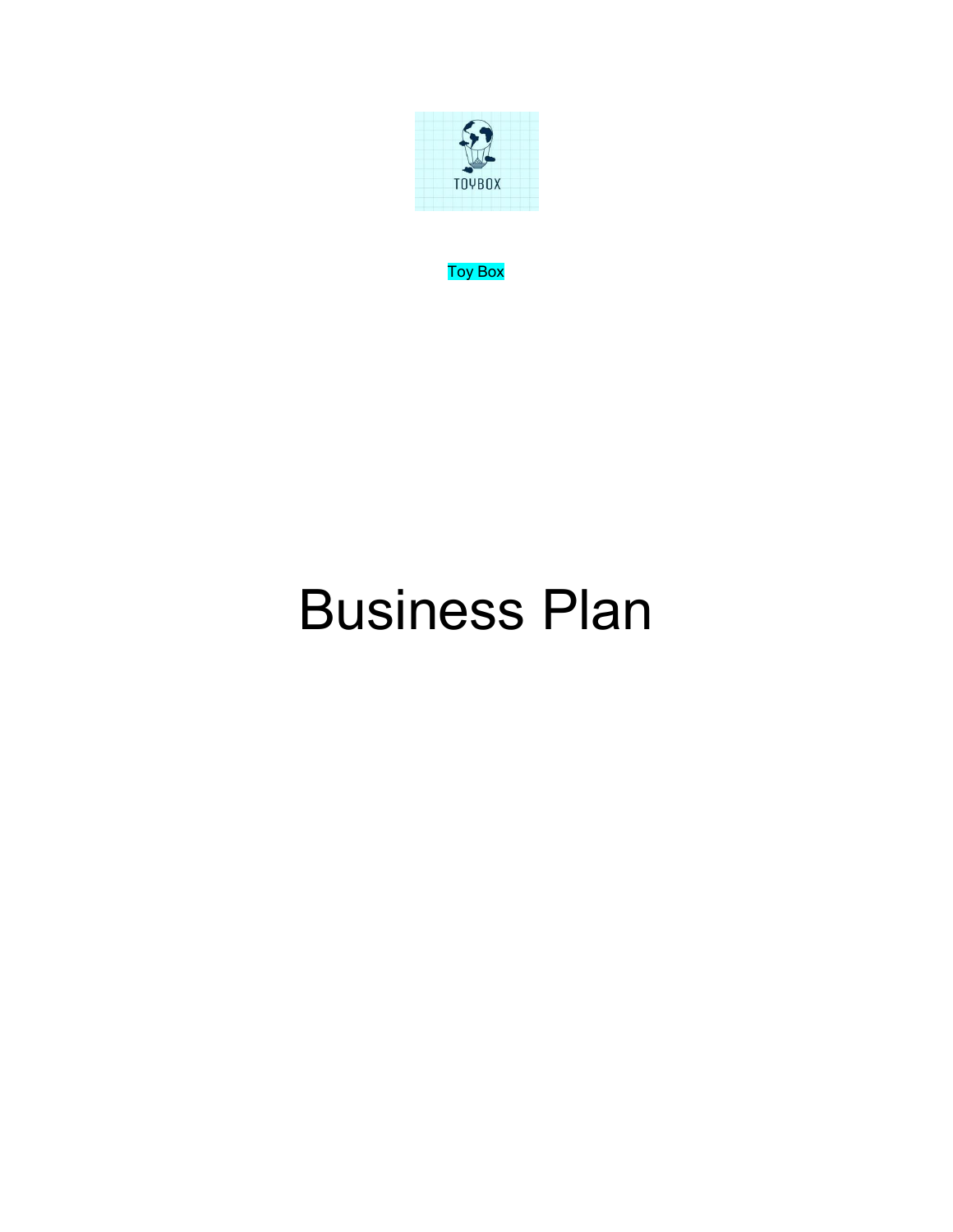Toy Box

# Business Plan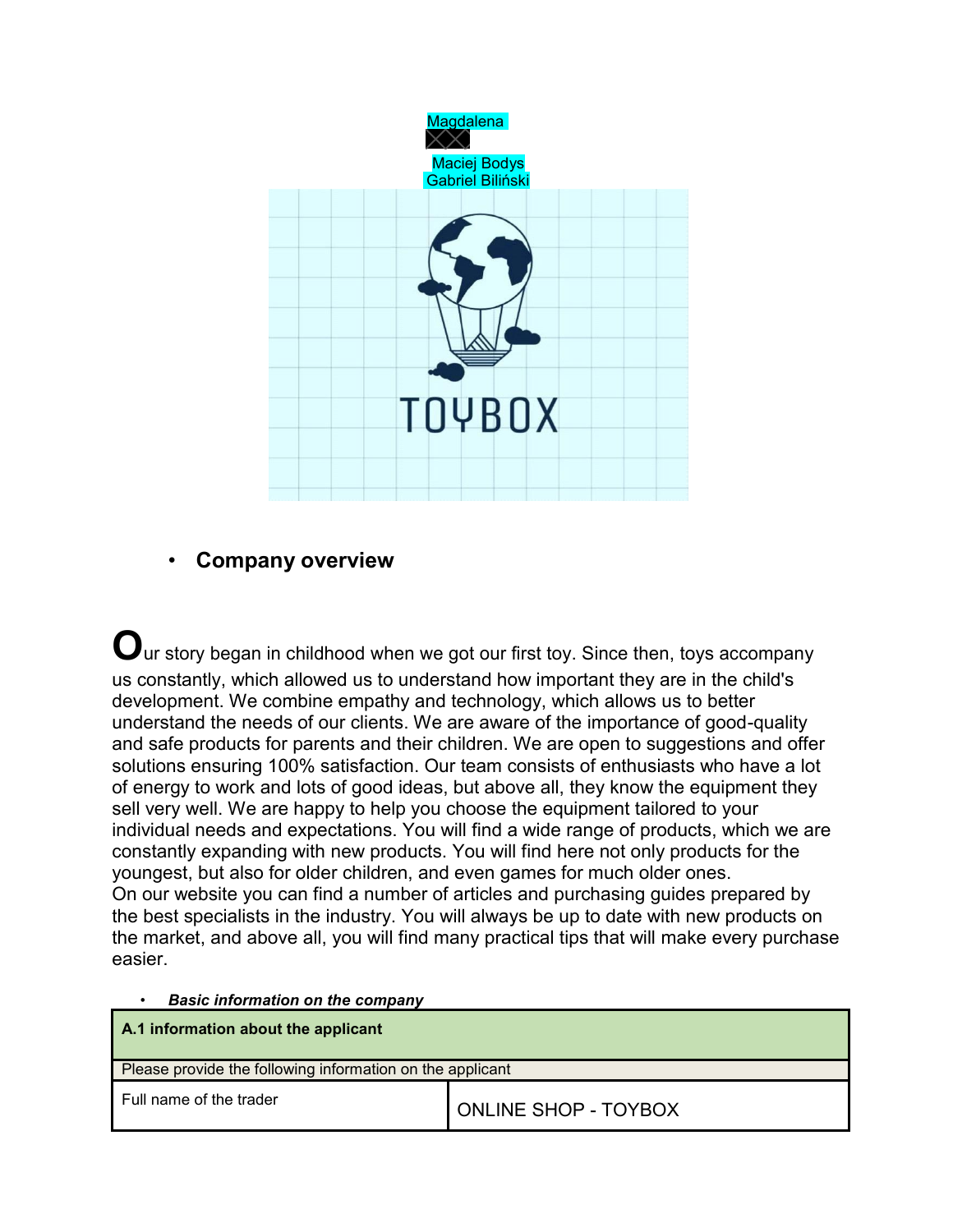Magdalena

Maciej Bodys
Gabriel Biliński

TOYBOX

- **Company overview**

**O**ur story began in childhood when we got our first toy. Since then, toys accompany us constantly, which allowed us to understand how important they are in the child's development. We combine empathy and technology, which allows us to better understand the needs of our clients. We are aware of the importance of good-quality and safe products for parents and their children. We are open to suggestions and offer solutions ensuring 100% satisfaction. Our team consists of enthusiasts who have a lot of energy to work and lots of good ideas, but above all, they know the equipment they sell very well. We are happy to help you choose the equipment tailored to your individual needs and expectations. You will find a wide range of products, which we are constantly expanding with new products. You will find here not only products for the youngest, but also for older children, and even games for much older ones.
On our website you can find a number of articles and purchasing guides prepared by the best specialists in the industry. You will always be up to date with new products on the market, and above all, you will find many practical tips that will make every purchase easier.

- ***Basic information on the company***

| **A.1 information about the applicant** | |
|---|---|
| Please provide the following information on the applicant | |
| Full name of the trader | ONLINE SHOP - TOYBOX |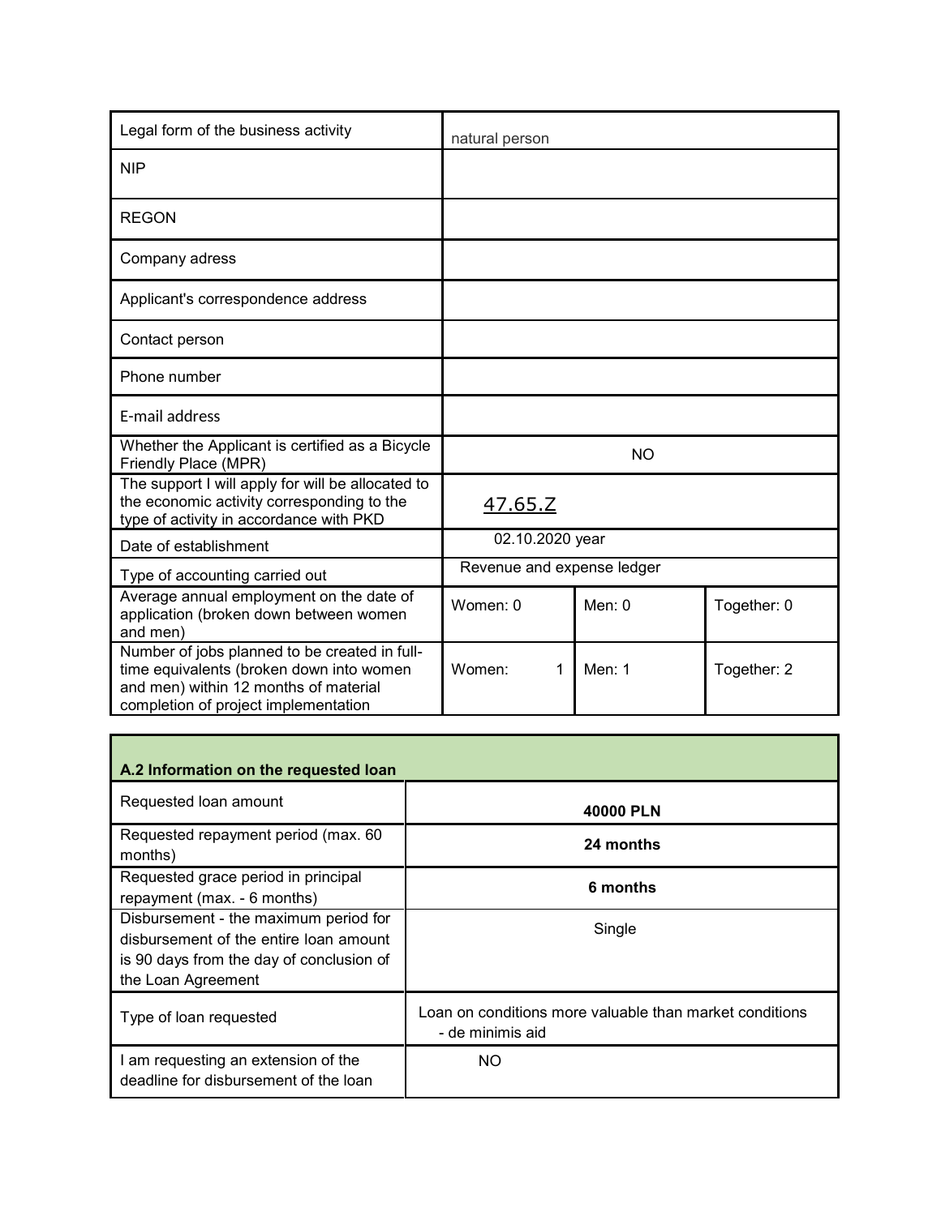| | | | |
|---|---|---|---|
| Legal form of the business activity | natural person | | |
| NIP | | | |
| REGON | | | |
| Company adress | | | |
| Applicant's correspondence address | | | |
| Contact person | | | |
| Phone number | | | |
| E-mail address | | | |
| Whether the Applicant is certified as a Bicycle Friendly Place (MPR) | NO | | |
| The support I will apply for will be allocated to the economic activity corresponding to the type of activity in accordance with PKD | 47.65.Z | | |
| Date of establishment | 02.10.2020 year | | |
| Type of accounting carried out | Revenue and expense ledger | | |
| Average annual employment on the date of application (broken down between women and men) | Women: 0 | Men: 0 | Together: 0 |
| Number of jobs planned to be created in full-time equivalents (broken down into women and men) within 12 months of material completion of project implementation | Women: 1 | Men: 1 | Together: 2 |

| **A.2 Information on the requested loan** | |
|---|---|
| Requested loan amount | **40000 PLN** |
| Requested repayment period (max. 60 months) | **24 months** |
| Requested grace period in principal repayment (max. - 6 months) | **6 months** |
| Disbursement - the maximum period for disbursement of the entire loan amount is 90 days from the day of conclusion of the Loan Agreement | Single |
| Type of loan requested | Loan on conditions more valuable than market conditions - de minimis aid |
| I am requesting an extension of the deadline for disbursement of the loan | NO |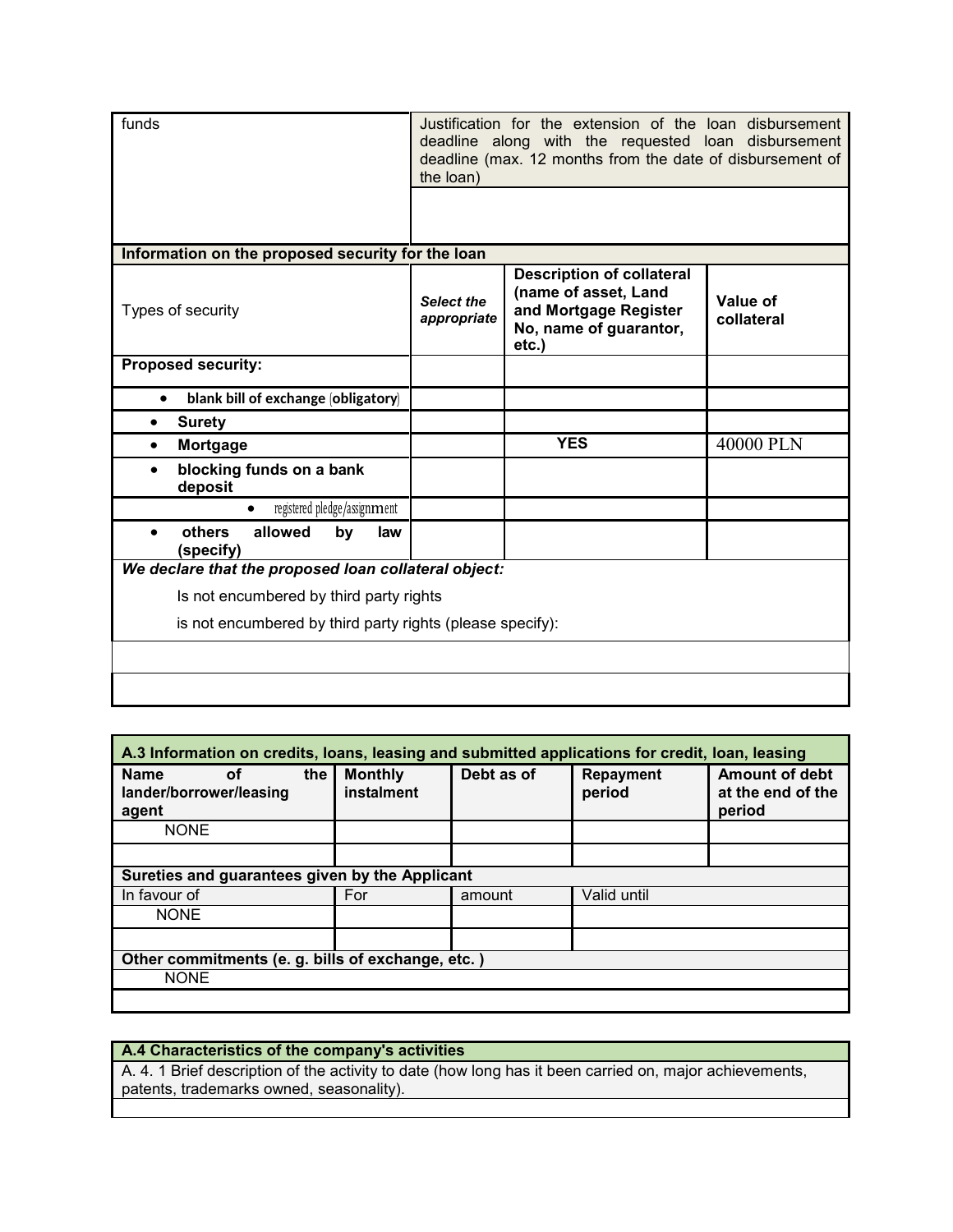| funds | Justification for the extension of the loan disbursement deadline along with the requested loan disbursement deadline (max. 12 months from the date of disbursement of the loan) | | |
|---|---|---|---|
| | | | |
| **Information on the proposed security for the loan** | | | |
| Types of security | ***Select the appropriate*** | **Description of collateral (name of asset, Land and Mortgage Register No, name of guarantor, etc.)** | **Value of collateral** |
| **Proposed security:** | | | |
| • **blank bill of exchange (obligatory)** | | | |
| • **Surety** | | | |
| • **Mortgage** | | **YES** | 40000 PLN |
| • **blocking funds on a bank deposit** | | | |
| • registered pledge/assignment | | | |
| • **others allowed by law (specify)** | | | |

***We declare that the proposed loan collateral object:***

Is not encumbered by third party rights

is not encumbered by third party rights (please specify):

| **A.3 Information on credits, loans, leasing and submitted applications for credit, loan, leasing** | | | | |
|---|---|---|---|---|
| **Name of the lander/borrower/leasing agent** | **Monthly instalment** | **Debt as of** | **Repayment period** | **Amount of debt at the end of the period** |
| NONE | | | | |
| | | | | |
| **Sureties and guarantees given by the Applicant** | | | | |
| In favour of | For | amount | Valid until | |
| NONE | | | | |
| | | | | |
| **Other commitments (e. g. bills of exchange, etc. )** | | | | |
| NONE | | | | |
| | | | | |

| **A.4 Characteristics of the company's activities** |
|---|
| A. 4. 1 Brief description of the activity to date (how long has it been carried on, major achievements, patents, trademarks owned, seasonality). |
| |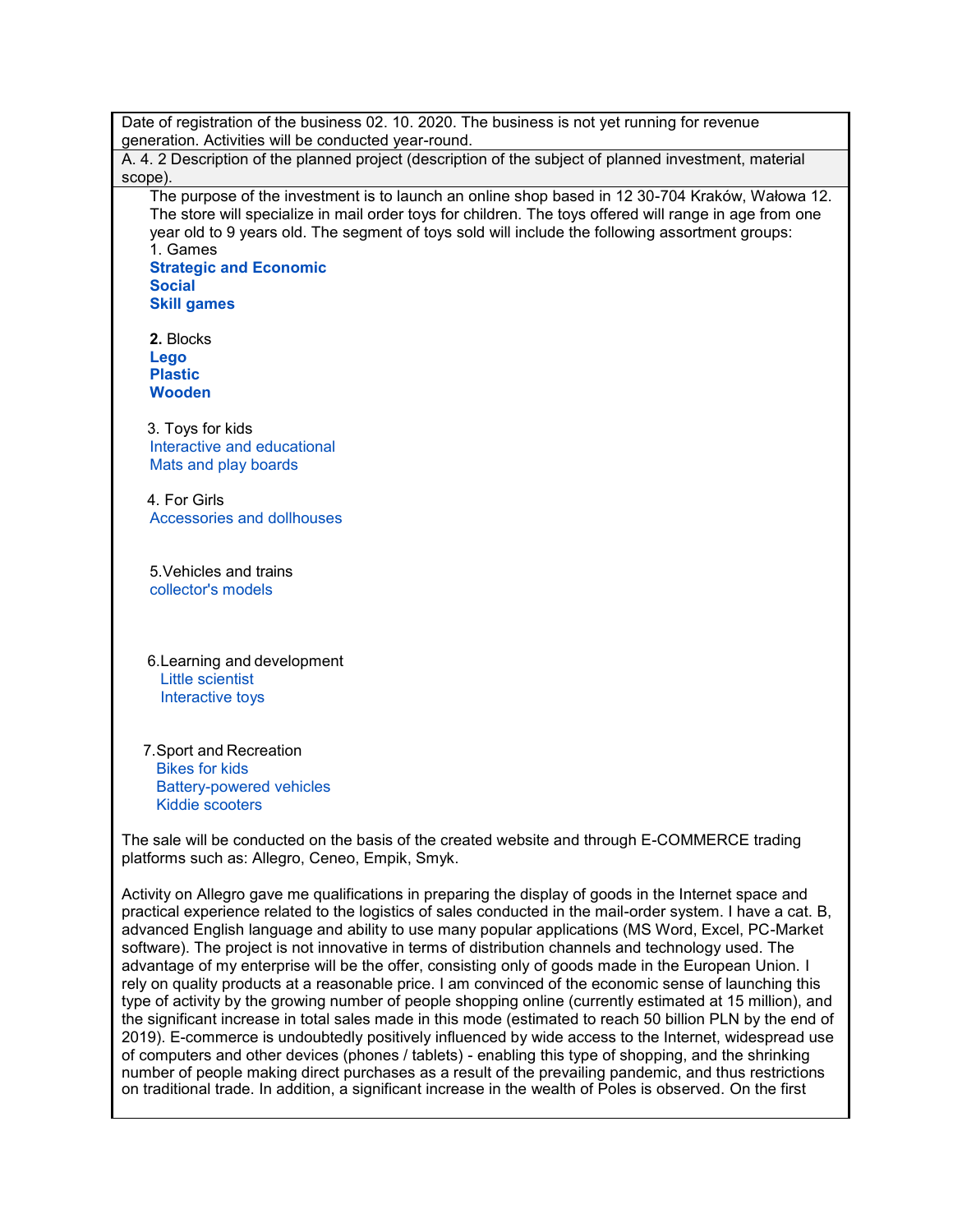Date of registration of the business 02. 10. 2020. The business is not yet running for revenue generation. Activities will be conducted year-round.

A. 4. 2 Description of the planned project (description of the subject of planned investment, material scope).

The purpose of the investment is to launch an online shop based in 12 30-704 Kraków, Wałowa 12. The store will specialize in mail order toys for children. The toys offered will range in age from one year old to 9 years old. The segment of toys sold will include the following assortment groups:

1. Games
   - **Strategic and Economic**
   - **Social**
   - **Skill games**

2. Blocks
   - **Lego**
   - **Plastic**
   - **Wooden**

3. Toys for kids
   - Interactive and educational
   - Mats and play boards

4. For Girls
   - Accessories and dollhouses

5. Vehicles and trains
   - collector's models

6. Learning and development
   - Little scientist
   - Interactive toys

7. Sport and Recreation
   - Bikes for kids
   - Battery-powered vehicles
   - Kiddie scooters

The sale will be conducted on the basis of the created website and through E-COMMERCE trading platforms such as: Allegro, Ceneo, Empik, Smyk.

Activity on Allegro gave me qualifications in preparing the display of goods in the Internet space and practical experience related to the logistics of sales conducted in the mail-order system. I have a cat. B, advanced English language and ability to use many popular applications (MS Word, Excel, PC-Market software). The project is not innovative in terms of distribution channels and technology used. The advantage of my enterprise will be the offer, consisting only of goods made in the European Union. I rely on quality products at a reasonable price. I am convinced of the economic sense of launching this type of activity by the growing number of people shopping online (currently estimated at 15 million), and the significant increase in total sales made in this mode (estimated to reach 50 billion PLN by the end of 2019). E-commerce is undoubtedly positively influenced by wide access to the Internet, widespread use of computers and other devices (phones / tablets) - enabling this type of shopping, and the shrinking number of people making direct purchases as a result of the prevailing pandemic, and thus restrictions on traditional trade. In addition, a significant increase in the wealth of Poles is observed. On the first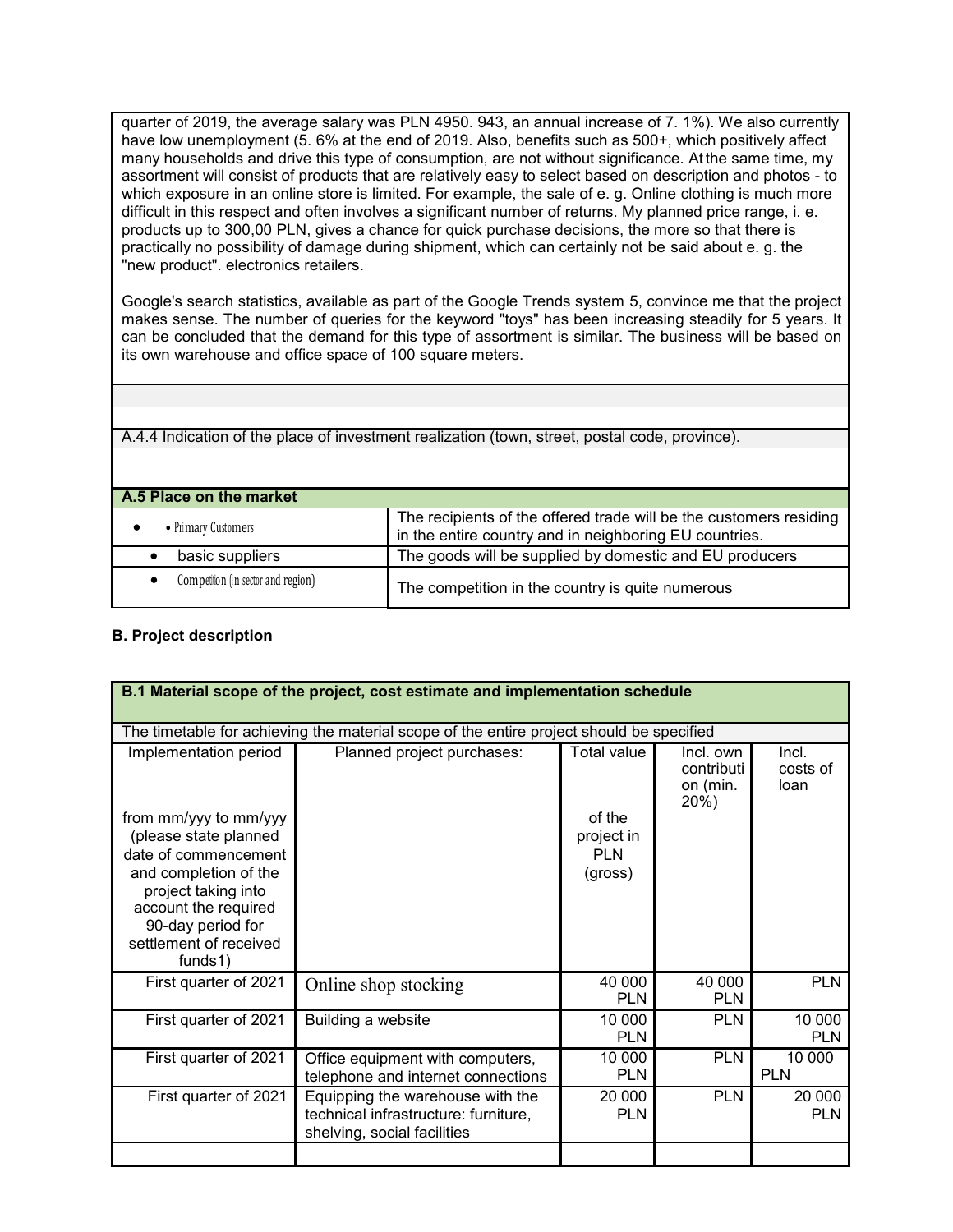quarter of 2019, the average salary was PLN 4950. 943, an annual increase of 7. 1%). We also currently have low unemployment (5. 6% at the end of 2019. Also, benefits such as 500+, which positively affect many households and drive this type of consumption, are not without significance. At the same time, my assortment will consist of products that are relatively easy to select based on description and photos - to which exposure in an online store is limited. For example, the sale of e. g. Online clothing is much more difficult in this respect and often involves a significant number of returns. My planned price range, i. e. products up to 300,00 PLN, gives a chance for quick purchase decisions, the more so that there is practically no possibility of damage during shipment, which can certainly not be said about e. g. the "new product". electronics retailers.

Google's search statistics, available as part of the Google Trends system 5, convince me that the project makes sense. The number of queries for the keyword "toys" has been increasing steadily for 5 years. It can be concluded that the demand for this type of assortment is similar. The business will be based on its own warehouse and office space of 100 square meters.

A.4.4 Indication of the place of investment realization (town, street, postal code, province).

| A.5 Place on the market | |
|---|---|
| • Primary Customers | The recipients of the offered trade will be the customers residing in the entire country and in neighboring EU countries. |
| • basic suppliers | The goods will be supplied by domestic and EU producers |
| • Competition (in sector and region) | The competition in the country is quite numerous |

**B. Project description**

**B.1 Material scope of the project, cost estimate and implementation schedule**

The timetable for achieving the material scope of the entire project should be specified

| Implementation period from mm/yyy to mm/yyy (please state planned date of commencement and completion of the project taking into account the required 90-day period for settlement of received funds1) | Planned project purchases: | Total value of the project in PLN (gross) | Incl. own contribution (min. 20%) | Incl. costs of loan |
|---|---|---|---|---|
| First quarter of 2021 | Online shop stocking | 40 000 PLN | 40 000 PLN | PLN |
| First quarter of 2021 | Building a website | 10 000 PLN | PLN | 10 000 PLN |
| First quarter of 2021 | Office equipment with computers, telephone and internet connections | 10 000 PLN | PLN | 10 000 PLN |
| First quarter of 2021 | Equipping the warehouse with the technical infrastructure: furniture, shelving, social facilities | 20 000 PLN | PLN | 20 000 PLN |
| | | | | |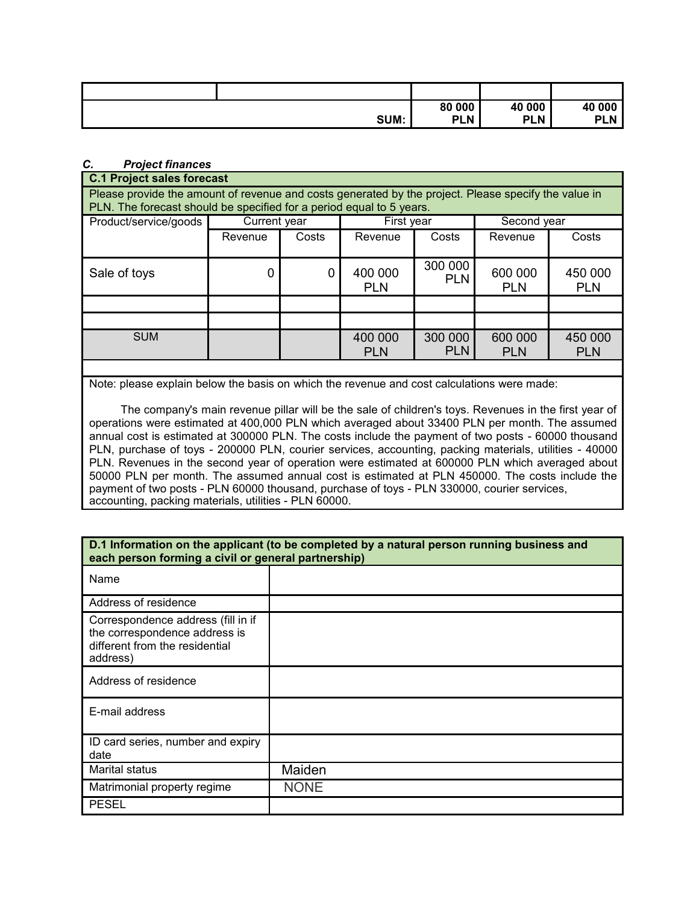| | | | | |
|---|---|---|---|---|
| | | | | |
| **SUM:** | | **80 000 PLN** | **40 000 PLN** | **40 000 PLN** |

***C. Project finances***

| **C.1 Project sales forecast** | | | | | | |
|---|---|---|---|---|---|---|
| Please provide the amount of revenue and costs generated by the project. Please specify the value in PLN. The forecast should be specified for a period equal to 5 years. | | | | | | |
| Product/service/goods | Current year | | First year | | Second year | |
| | Revenue | Costs | Revenue | Costs | Revenue | Costs |
| Sale of toys | 0 | 0 | 400 000 PLN | 300 000 PLN | 600 000 PLN | 450 000 PLN |
| | | | | | | |
| | | | | | | |
| SUM | | | 400 000 PLN | 300 000 PLN | 600 000 PLN | 450 000 PLN |
| | | | | | | |
| Note: please explain below the basis on which the revenue and cost calculations were made: The company's main revenue pillar will be the sale of children's toys. Revenues in the first year of operations were estimated at 400,000 PLN which averaged about 33400 PLN per month. The assumed annual cost is estimated at 300000 PLN. The costs include the payment of two posts - 60000 thousand PLN, purchase of toys - 200000 PLN, courier services, accounting, packing materials, utilities - 40000 PLN. Revenues in the second year of operation were estimated at 600000 PLN which averaged about 50000 PLN per month. The assumed annual cost is estimated at PLN 450000. The costs include the payment of two posts - PLN 60000 thousand, purchase of toys - PLN 330000, courier services, accounting, packing materials, utilities - PLN 60000. | | | | | | |

| **D.1 Information on the applicant (to be completed by a natural person running business and each person forming a civil or general partnership)** | |
|---|---|
| Name | |
| Address of residence | |
| Correspondence address (fill in if the correspondence address is different from the residential address) | |
| Address of residence | |
| E-mail address | |
| ID card series, number and expiry date | |
| Marital status | Maiden |
| Matrimonial property regime | NONE |
| PESEL | |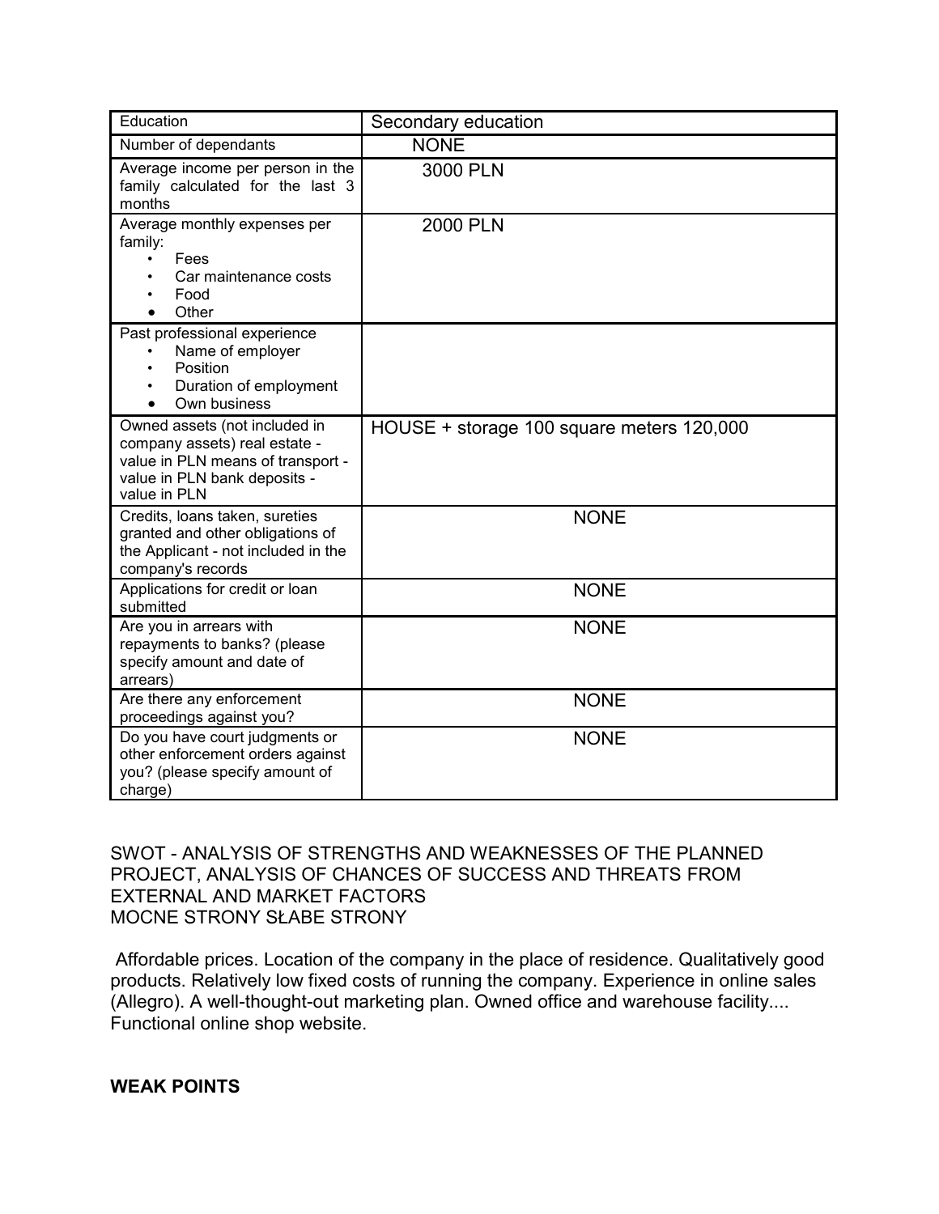| Education | Secondary education |
|---|---|
| Number of dependants | NONE |
| Average income per person in the family calculated for the last 3 months | 3000 PLN |
| Average monthly expenses per family:<br>• Fees<br>• Car maintenance costs<br>• Food<br>• Other | 2000 PLN |
| Past professional experience<br>• Name of employer<br>• Position<br>• Duration of employment<br>• Own business | |
| Owned assets (not included in company assets) real estate - value in PLN means of transport - value in PLN bank deposits - value in PLN | HOUSE + storage 100 square meters 120,000 |
| Credits, loans taken, sureties granted and other obligations of the Applicant - not included in the company's records | NONE |
| Applications for credit or loan submitted | NONE |
| Are you in arrears with repayments to banks? (please specify amount and date of arrears) | NONE |
| Are there any enforcement proceedings against you? | NONE |
| Do you have court judgments or other enforcement orders against you? (please specify amount of charge) | NONE |

SWOT - ANALYSIS OF STRENGTHS AND WEAKNESSES OF THE PLANNED PROJECT, ANALYSIS OF CHANCES OF SUCCESS AND THREATS FROM EXTERNAL AND MARKET FACTORS
MOCNE STRONY SŁABE STRONY

Affordable prices. Location of the company in the place of residence. Qualitatively good products. Relatively low fixed costs of running the company. Experience in online sales (Allegro). A well-thought-out marketing plan. Owned office and warehouse facility.... Functional online shop website.

**WEAK POINTS**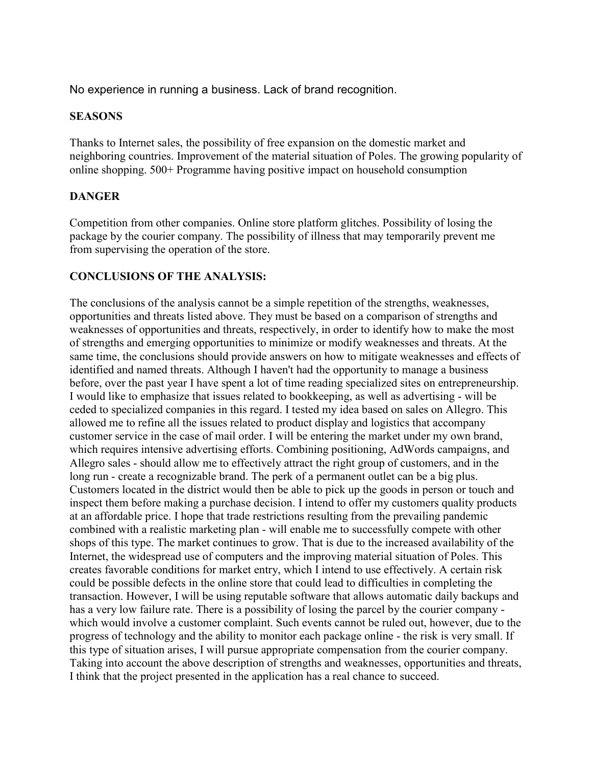No experience in running a business. Lack of brand recognition.

**SEASONS**

Thanks to Internet sales, the possibility of free expansion on the domestic market and neighboring countries. Improvement of the material situation of Poles. The growing popularity of online shopping. 500+ Programme having positive impact on household consumption

**DANGER**

Competition from other companies. Online store platform glitches. Possibility of losing the package by the courier company. The possibility of illness that may temporarily prevent me from supervising the operation of the store.

**CONCLUSIONS OF THE ANALYSIS:**

The conclusions of the analysis cannot be a simple repetition of the strengths, weaknesses, opportunities and threats listed above. They must be based on a comparison of strengths and weaknesses of opportunities and threats, respectively, in order to identify how to make the most of strengths and emerging opportunities to minimize or modify weaknesses and threats. At the same time, the conclusions should provide answers on how to mitigate weaknesses and effects of identified and named threats. Although I haven't had the opportunity to manage a business before, over the past year I have spent a lot of time reading specialized sites on entrepreneurship. I would like to emphasize that issues related to bookkeeping, as well as advertising - will be ceded to specialized companies in this regard. I tested my idea based on sales on Allegro. This allowed me to refine all the issues related to product display and logistics that accompany customer service in the case of mail order. I will be entering the market under my own brand, which requires intensive advertising efforts. Combining positioning, AdWords campaigns, and Allegro sales - should allow me to effectively attract the right group of customers, and in the long run - create a recognizable brand. The perk of a permanent outlet can be a big plus. Customers located in the district would then be able to pick up the goods in person or touch and inspect them before making a purchase decision. I intend to offer my customers quality products at an affordable price. I hope that trade restrictions resulting from the prevailing pandemic combined with a realistic marketing plan - will enable me to successfully compete with other shops of this type. The market continues to grow. That is due to the increased availability of the Internet, the widespread use of computers and the improving material situation of Poles. This creates favorable conditions for market entry, which I intend to use effectively. A certain risk could be possible defects in the online store that could lead to difficulties in completing the transaction. However, I will be using reputable software that allows automatic daily backups and has a very low failure rate. There is a possibility of losing the parcel by the courier company - which would involve a customer complaint. Such events cannot be ruled out, however, due to the progress of technology and the ability to monitor each package online - the risk is very small. If this type of situation arises, I will pursue appropriate compensation from the courier company. Taking into account the above description of strengths and weaknesses, opportunities and threats, I think that the project presented in the application has a real chance to succeed.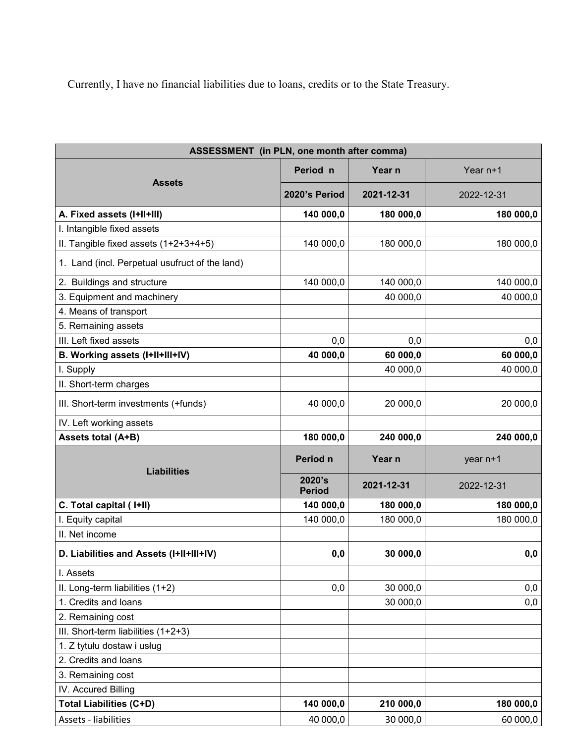Currently, I have no financial liabilities due to loans, credits or to the State Treasury.

| ASSESSMENT (in PLN, one month after comma) | | | |
|---|---|---|---|
| **Assets** | **Period n** | **Year n** | Year n+1 |
| | **2020's Period** | **2021-12-31** | 2022-12-31 |
| **A. Fixed assets (I+II+III)** | **140 000,0** | **180 000,0** | **180 000,0** |
| I. Intangible fixed assets | | | |
| II. Tangible fixed assets (1+2+3+4+5) | 140 000,0 | 180 000,0 | 180 000,0 |
| 1. Land (incl. Perpetual usufruct of the land) | | | |
| 2. Buildings and structure | 140 000,0 | 140 000,0 | 140 000,0 |
| 3. Equipment and machinery | | 40 000,0 | 40 000,0 |
| 4. Means of transport | | | |
| 5. Remaining assets | | | |
| III. Left fixed assets | 0,0 | 0,0 | 0,0 |
| **B. Working assets (I+II+III+IV)** | **40 000,0** | **60 000,0** | **60 000,0** |
| I. Supply | | 40 000,0 | 40 000,0 |
| II. Short-term charges | | | |
| III. Short-term investments (+funds) | 40 000,0 | 20 000,0 | 20 000,0 |
| IV. Left working assets | | | |
| **Assets total (A+B)** | **180 000,0** | **240 000,0** | **240 000,0** |
| **Liabilities** | **Period n** | **Year n** | year n+1 |
| | **2020's Period** | **2021-12-31** | 2022-12-31 |
| **C. Total capital ( I+II)** | **140 000,0** | **180 000,0** | **180 000,0** |
| I. Equity capital | 140 000,0 | 180 000,0 | 180 000,0 |
| II. Net income | | | |
| **D. Liabilities and Assets (I+II+III+IV)** | **0,0** | **30 000,0** | **0,0** |
| I. Assets | | | |
| II. Long-term liabilities (1+2) | 0,0 | 30 000,0 | 0,0 |
| 1. Credits and loans | | 30 000,0 | 0,0 |
| 2. Remaining cost | | | |
| III. Short-term liabilities (1+2+3) | | | |
| 1. Z tytułu dostaw i usług | | | |
| 2. Credits and loans | | | |
| 3. Remaining cost | | | |
| IV. Accured Billing | | | |
| **Total Liabilities (C+D)** | **140 000,0** | **210 000,0** | **180 000,0** |
| Assets - liabilities | 40 000,0 | 30 000,0 | 60 000,0 |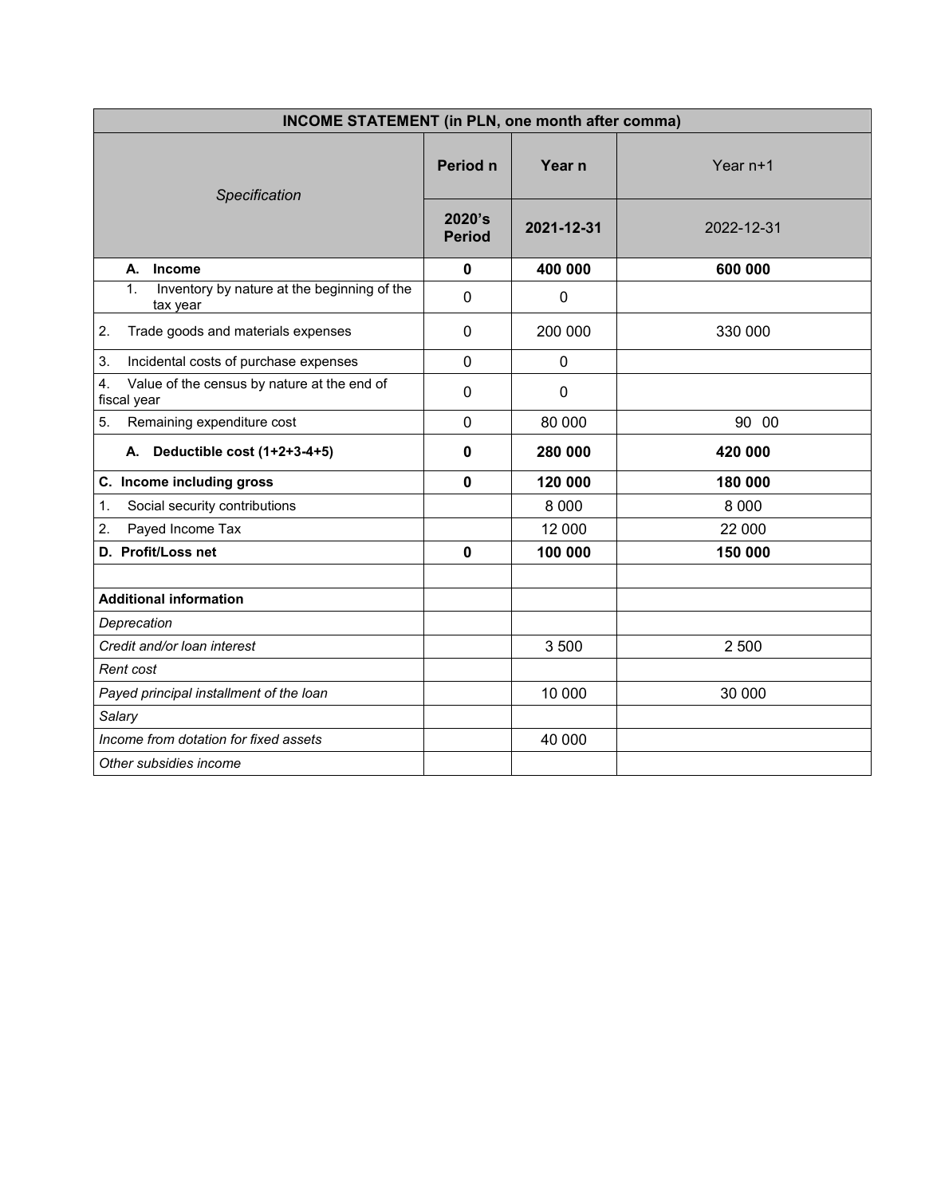| INCOME STATEMENT (in PLN, one month after comma) | | | |
|---|---|---|---|
| *Specification* | **Period n** | **Year n** | Year n+1 |
| | **2020's Period** | **2021-12-31** | 2022-12-31 |
| **A. Income** | **0** | **400 000** | **600 000** |
| 1. Inventory by nature at the beginning of the tax year | 0 | 0 | |
| 2. Trade goods and materials expenses | 0 | 200 000 | 330 000 |
| 3. Incidental costs of purchase expenses | 0 | 0 | |
| 4. Value of the census by nature at the end of fiscal year | 0 | 0 | |
| 5. Remaining expenditure cost | 0 | 80 000 | 90 00 |
| **A. Deductible cost (1+2+3-4+5)** | **0** | **280 000** | **420 000** |
| **C. Income including gross** | **0** | **120 000** | **180 000** |
| 1. Social security contributions | | 8 000 | 8 000 |
| 2. Payed Income Tax | | 12 000 | 22 000 |
| **D. Profit/Loss net** | **0** | **100 000** | **150 000** |
| | | | |
| **Additional information** | | | |
| *Deprecation* | | | |
| *Credit and/or loan interest* | | 3 500 | 2 500 |
| *Rent cost* | | | |
| *Payed principal installment of the loan* | | 10 000 | 30 000 |
| *Salary* | | | |
| *Income from dotation for fixed assets* | | 40 000 | |
| *Other subsidies income* | | | |